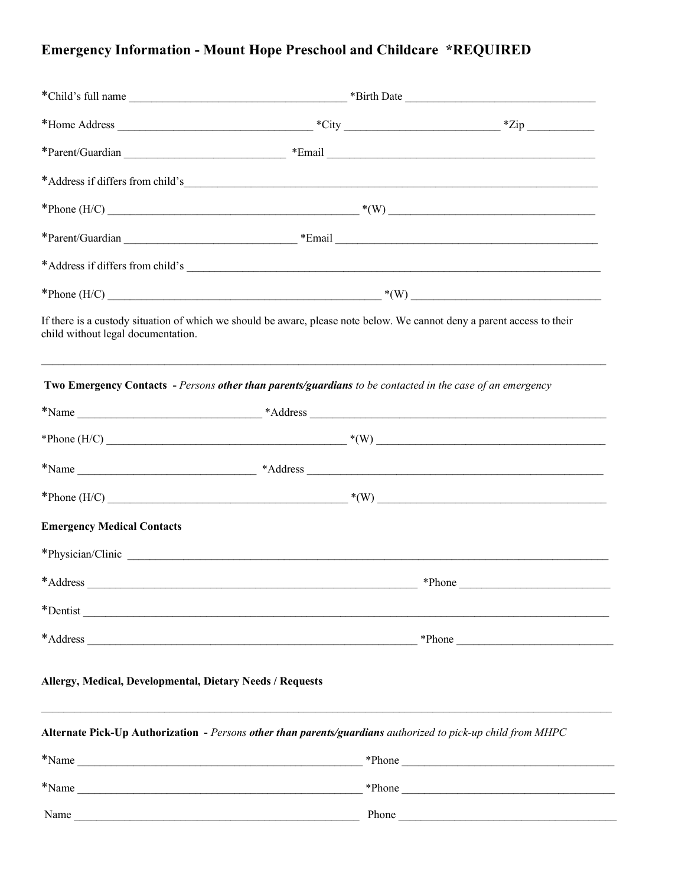# Emergency Information - Mount Hope Preschool and Childcare *REQUIRED

*Child's full name ______________________________________ *Birth Date __________________________________

*Home Address __________________________________ *City ___________________________ *Zip ____________

*Parent/Guardian ____________________________ *Email ________________________________________________

*Address if differs from child's_____________________________________________________________________________

*Phone (H/C) _____________________________________________ *(W) _____________________________________

*Parent/Guardian ______________________________ *Email ________________________________________________

*Address if differs from child's _____________________________________________________________________________

*Phone (H/C) __________________________________________________ *(W) __________________________________

If there is a custody situation of which we should be aware, please note below. We cannot deny a parent access to their child without legal documentation.

______________________________________________________________________________________________________

**Two Emergency Contacts** - *Persons **other than parents/guardians** to be contacted in the case of an emergency*

*Name ________________________________ *Address _______________________________________________________

*Phone (H/C) ____________________________________________ *(W) __________________________________________

*Name _______________________________ *Address _______________________________________________________

*Phone (H/C) ____________________________________________ *(W) __________________________________________

**Emergency Medical Contacts**

*Physician/Clinic ___________________________________________________________________________________________

*Address _________________________________________________________ *Phone __________________________

*Dentist ____________________________________________________________________________________________________

*Address _________________________________________________________ *Phone ___________________________

**Allergy, Medical, Developmental, Dietary Needs / Requests**

______________________________________________________________________________________________________

**Alternate Pick-Up Authorization** - *Persons **other than parents/guardians** authorized to pick-up child from MHPC*

*Name ___________________________________________________ *Phone ______________________________________

*Name ___________________________________________________ *Phone ______________________________________

Name ___________________________________________________ Phone ______________________________________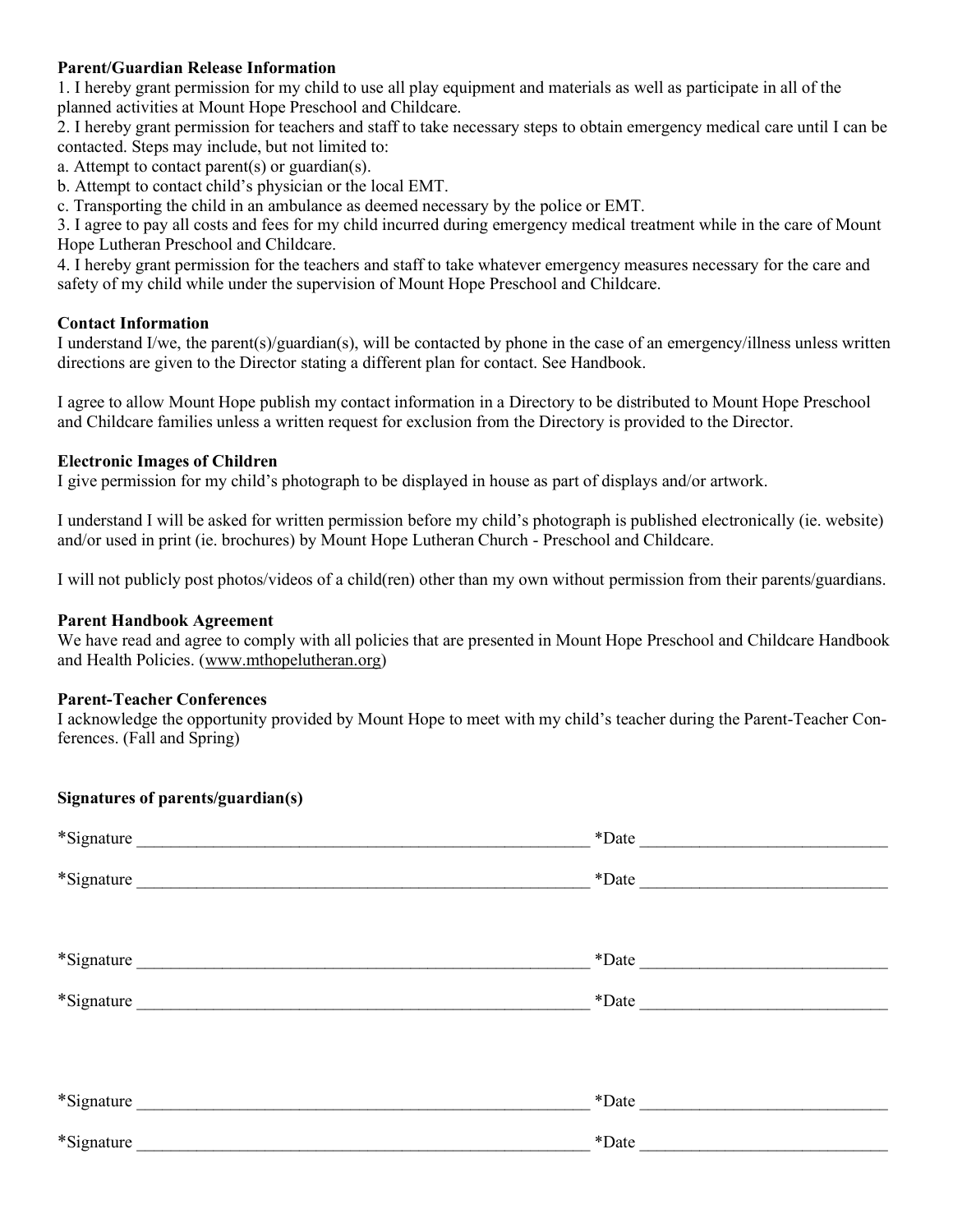**Parent/Guardian Release Information**

1. I hereby grant permission for my child to use all play equipment and materials as well as participate in all of the planned activities at Mount Hope Preschool and Childcare.
2. I hereby grant permission for teachers and staff to take necessary steps to obtain emergency medical care until I can be contacted. Steps may include, but not limited to:
   a. Attempt to contact parent(s) or guardian(s).
   b. Attempt to contact child's physician or the local EMT.
   c. Transporting the child in an ambulance as deemed necessary by the police or EMT.
3. I agree to pay all costs and fees for my child incurred during emergency medical treatment while in the care of Mount Hope Lutheran Preschool and Childcare.
4. I hereby grant permission for the teachers and staff to take whatever emergency measures necessary for the care and safety of my child while under the supervision of Mount Hope Preschool and Childcare.

**Contact Information**

I understand I/we, the parent(s)/guardian(s), will be contacted by phone in the case of an emergency/illness unless written directions are given to the Director stating a different plan for contact. See Handbook.

I agree to allow Mount Hope publish my contact information in a Directory to be distributed to Mount Hope Preschool and Childcare families unless a written request for exclusion from the Directory is provided to the Director.

**Electronic Images of Children**

I give permission for my child's photograph to be displayed in house as part of displays and/or artwork.

I understand I will be asked for written permission before my child's photograph is published electronically (ie. website) and/or used in print (ie. brochures) by Mount Hope Lutheran Church - Preschool and Childcare.

I will not publicly post photos/videos of a child(ren) other than my own without permission from their parents/guardians.

**Parent Handbook Agreement**

We have read and agree to comply with all policies that are presented in Mount Hope Preschool and Childcare Handbook and Health Policies. (www.mthopelutheran.org)

**Parent-Teacher Conferences**

I acknowledge the opportunity provided by Mount Hope to meet with my child's teacher during the Parent-Teacher Conferences. (Fall and Spring)

**Signatures of parents/guardian(s)**

*Signature ______________________________________________ *Date ________________________

*Signature ______________________________________________ *Date ________________________

*Signature ______________________________________________ *Date ________________________

*Signature ______________________________________________ *Date ________________________

*Signature ______________________________________________ *Date ________________________

*Signature ______________________________________________ *Date ________________________